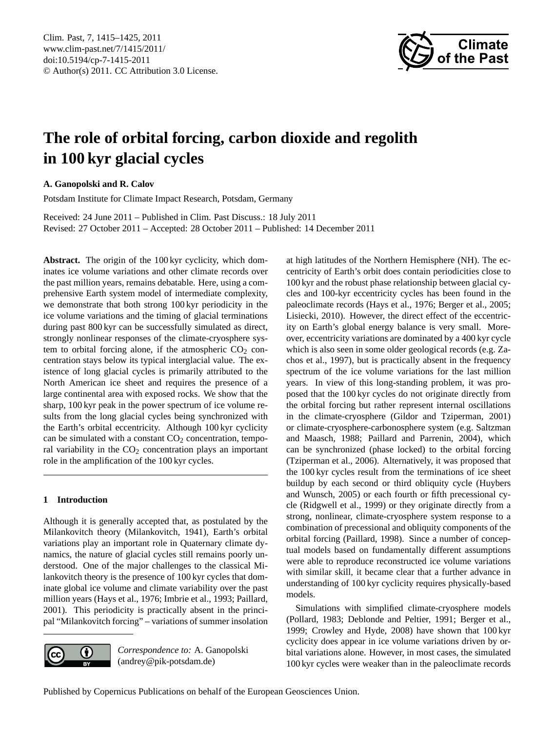# The role of orbital forcing, carbon dioxide and regolith in 100 kyr glacial cycles

**A. Ganopolski and R. Calov**

Potsdam Institute for Climate Impact Research, Potsdam, Germany

Received: 24 June 2011 – Published in Clim. Past Discuss.: 18 July 2011
Revised: 27 October 2011 – Accepted: 28 October 2011 – Published: 14 December 2011

**Abstract.** The origin of the 100 kyr cyclicity, which dominates ice volume variations and other climate records over the past million years, remains debatable. Here, using a comprehensive Earth system model of intermediate complexity, we demonstrate that both strong 100 kyr periodicity in the ice volume variations and the timing of glacial terminations during past 800 kyr can be successfully simulated as direct, strongly nonlinear responses of the climate-cryosphere system to orbital forcing alone, if the atmospheric $CO_2$ concentration stays below its typical interglacial value. The existence of long glacial cycles is primarily attributed to the North American ice sheet and requires the presence of a large continental area with exposed rocks. We show that the sharp, 100 kyr peak in the power spectrum of ice volume results from the long glacial cycles being synchronized with the Earth's orbital eccentricity. Although 100 kyr cyclicity can be simulated with a constant $CO_2$ concentration, temporal variability in the $CO_2$ concentration plays an important role in the amplification of the 100 kyr cycles.

## 1 Introduction

Although it is generally accepted that, as postulated by the Milankovitch theory (Milankovitch, 1941), Earth's orbital variations play an important role in Quaternary climate dynamics, the nature of glacial cycles still remains poorly understood. One of the major challenges to the classical Milankovitch theory is the presence of 100 kyr cycles that dominate global ice volume and climate variability over the past million years (Hays et al., 1976; Imbrie et al., 1993; Paillard, 2001). This periodicity is practically absent in the principal "Milankovitch forcing" – variations of summer insolation at high latitudes of the Northern Hemisphere (NH). The eccentricity of Earth's orbit does contain periodicities close to 100 kyr and the robust phase relationship between glacial cycles and 100-kyr eccentricity cycles has been found in the paleoclimate records (Hays et al., 1976; Berger et al., 2005; Lisiecki, 2010). However, the direct effect of the eccentricity on Earth's global energy balance is very small. Moreover, eccentricity variations are dominated by a 400 kyr cycle which is also seen in some older geological records (e.g. Zachos et al., 1997), but is practically absent in the frequency spectrum of the ice volume variations for the last million years. In view of this long-standing problem, it was proposed that the 100 kyr cycles do not originate directly from the orbital forcing but rather represent internal oscillations in the climate-cryosphere (Gildor and Tziperman, 2001) or climate-cryosphere-carbonosphere system (e.g. Saltzman and Maasch, 1988; Paillard and Parrenin, 2004), which can be synchronized (phase locked) to the orbital forcing (Tziperman et al., 2006). Alternatively, it was proposed that the 100 kyr cycles result from the terminations of ice sheet buildup by each second or third obliquity cycle (Huybers and Wunsch, 2005) or each fourth or fifth precessional cycle (Ridgwell et al., 1999) or they originate directly from a strong, nonlinear, climate-cryosphere system response to a combination of precessional and obliquity components of the orbital forcing (Paillard, 1998). Since a number of conceptual models based on fundamentally different assumptions were able to reproduce reconstructed ice volume variations with similar skill, it became clear that a further advance in understanding of 100 kyr cyclicity requires physically-based models.

Simulations with simplified climate-cryosphere models (Pollard, 1983; Deblonde and Peltier, 1991; Berger et al., 1999; Crowley and Hyde, 2008) have shown that 100 kyr cyclicity does appear in ice volume variations driven by orbital variations alone. However, in most cases, the simulated 100 kyr cycles were weaker than in the paleoclimate records

*Correspondence to:* A. Ganopolski
(andrey@pik-potsdam.de)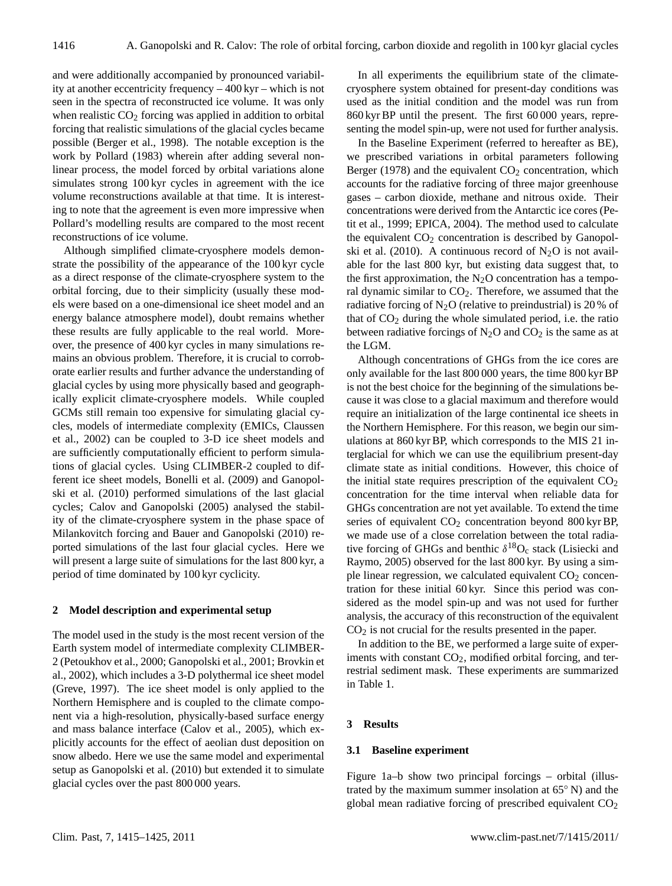and were additionally accompanied by pronounced variability at another eccentricity frequency – 400 kyr – which is not seen in the spectra of reconstructed ice volume. It was only when realistic $CO_2$ forcing was applied in addition to orbital forcing that realistic simulations of the glacial cycles became possible (Berger et al., 1998). The notable exception is the work by Pollard (1983) wherein after adding several nonlinear process, the model forced by orbital variations alone simulates strong 100 kyr cycles in agreement with the ice volume reconstructions available at that time. It is interesting to note that the agreement is even more impressive when Pollard's modelling results are compared to the most recent reconstructions of ice volume.

Although simplified climate-cryosphere models demonstrate the possibility of the appearance of the 100 kyr cycle as a direct response of the climate-cryosphere system to the orbital forcing, due to their simplicity (usually these models were based on a one-dimensional ice sheet model and an energy balance atmosphere model), doubt remains whether these results are fully applicable to the real world. Moreover, the presence of 400 kyr cycles in many simulations remains an obvious problem. Therefore, it is crucial to corroborate earlier results and further advance the understanding of glacial cycles by using more physically based and geographically explicit climate-cryosphere models. While coupled GCMs still remain too expensive for simulating glacial cycles, models of intermediate complexity (EMICs, Claussen et al., 2002) can be coupled to 3-D ice sheet models and are sufficiently computationally efficient to perform simulations of glacial cycles. Using CLIMBER-2 coupled to different ice sheet models, Bonelli et al. (2009) and Ganopolski et al. (2010) performed simulations of the last glacial cycles; Calov and Ganopolski (2005) analysed the stability of the climate-cryosphere system in the phase space of Milankovitch forcing and Bauer and Ganopolski (2010) reported simulations of the last four glacial cycles. Here we will present a large suite of simulations for the last 800 kyr, a period of time dominated by 100 kyr cyclicity.

## 2 Model description and experimental setup

The model used in the study is the most recent version of the Earth system model of intermediate complexity CLIMBER-2 (Petoukhov et al., 2000; Ganopolski et al., 2001; Brovkin et al., 2002), which includes a 3-D polythermal ice sheet model (Greve, 1997). The ice sheet model is only applied to the Northern Hemisphere and is coupled to the climate component via a high-resolution, physically-based surface energy and mass balance interface (Calov et al., 2005), which explicitly accounts for the effect of aeolian dust deposition on snow albedo. Here we use the same model and experimental setup as Ganopolski et al. (2010) but extended it to simulate glacial cycles over the past 800 000 years.

In all experiments the equilibrium state of the climate-cryosphere system obtained for present-day conditions was used as the initial condition and the model was run from 860 kyr BP until the present. The first 60 000 years, representing the model spin-up, were not used for further analysis.

In the Baseline Experiment (referred to hereafter as BE), we prescribed variations in orbital parameters following Berger (1978) and the equivalent $CO_2$ concentration, which accounts for the radiative forcing of three major greenhouse gases – carbon dioxide, methane and nitrous oxide. Their concentrations were derived from the Antarctic ice cores (Petit et al., 1999; EPICA, 2004). The method used to calculate the equivalent $CO_2$ concentration is described by Ganopolski et al. (2010). A continuous record of $N_2O$ is not available for the last 800 kyr, but existing data suggest that, to the first approximation, the $N_2O$ concentration has a temporal dynamic similar to $CO_2$. Therefore, we assumed that the radiative forcing of $N_2O$ (relative to preindustrial) is 20 % of that of $CO_2$ during the whole simulated period, i.e. the ratio between radiative forcings of $N_2O$ and $CO_2$ is the same as at the LGM.

Although concentrations of GHGs from the ice cores are only available for the last 800 000 years, the time 800 kyr BP is not the best choice for the beginning of the simulations because it was close to a glacial maximum and therefore would require an initialization of the large continental ice sheets in the Northern Hemisphere. For this reason, we begin our simulations at 860 kyr BP, which corresponds to the MIS 21 interglacial for which we can use the equilibrium present-day climate state as initial conditions. However, this choice of the initial state requires prescription of the equivalent $CO_2$ concentration for the time interval when reliable data for GHGs concentration are not yet available. To extend the time series of equivalent $CO_2$ concentration beyond 800 kyr BP, we made use of a close correlation between the total radiative forcing of GHGs and benthic $\delta^{18}O_c$ stack (Lisiecki and Raymo, 2005) observed for the last 800 kyr. By using a simple linear regression, we calculated equivalent $CO_2$ concentration for these initial 60 kyr. Since this period was considered as the model spin-up and was not used for further analysis, the accuracy of this reconstruction of the equivalent $CO_2$ is not crucial for the results presented in the paper.

In addition to the BE, we performed a large suite of experiments with constant $CO_2$, modified orbital forcing, and terrestrial sediment mask. These experiments are summarized in Table 1.

## 3 Results

### 3.1 Baseline experiment

Figure 1a–b show two principal forcings – orbital (illustrated by the maximum summer insolation at 65° N) and the global mean radiative forcing of prescribed equivalent $CO_2$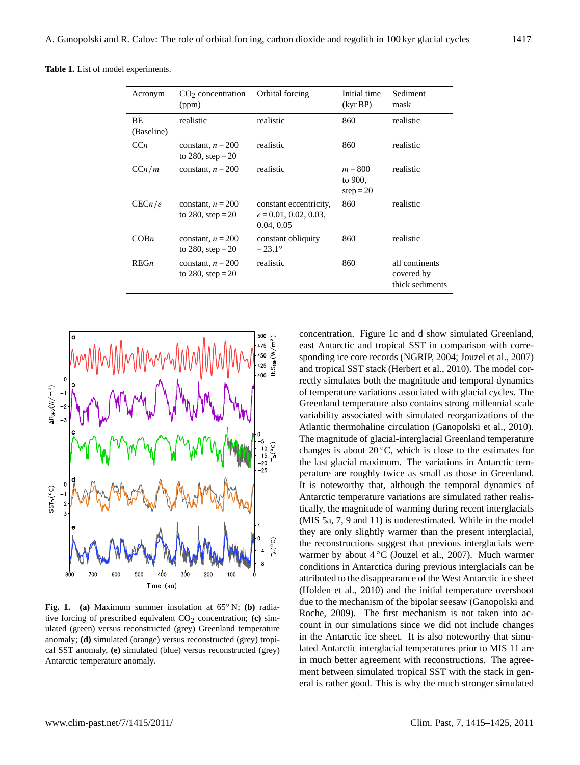**Table 1.** List of model experiments.

| Acronym | $CO_2$ concentration (ppm) | Orbital forcing | Initial time (kyr BP) | Sediment mask |
|---|---|---|---|---|
| BE (Baseline) | realistic | realistic | 860 | realistic |
| CC*n* | constant, $n = 200$ to 280, step = 20 | realistic | 860 | realistic |
| CC*n*/*m* | constant, $n = 200$ | realistic | $m = 800$ to 900, step = 20 | realistic |
| CEC*n*/*e* | constant, $n = 200$ to 280, step = 20 | constant eccentricity, $e = 0.01$, 0.02, 0.03, 0.04, 0.05 | 860 | realistic |
| COB*n* | constant, $n = 200$ to 280, step = 20 | constant obliquity = 23.1° | 860 | realistic |
| REG*n* | constant, $n = 200$ to 280, step = 20 | realistic | 860 | all continents covered by thick sediments |

**Fig. 1.** **(a)** Maximum summer insolation at 65° N; **(b)** radiative forcing of prescribed equivalent $CO_2$ concentration; **(c)** simulated (green) versus reconstructed (grey) Greenland temperature anomaly; **(d)** simulated (orange) versus reconstructed (grey) tropical SST anomaly, **(e)** simulated (blue) versus reconstructed (grey) Antarctic temperature anomaly.

concentration. Figure 1c and d show simulated Greenland, east Antarctic and tropical SST in comparison with corresponding ice core records (NGRIP, 2004; Jouzel et al., 2007) and tropical SST stack (Herbert et al., 2010). The model correctly simulates both the magnitude and temporal dynamics of temperature variations associated with glacial cycles. The Greenland temperature also contains strong millennial scale variability associated with simulated reorganizations of the Atlantic thermohaline circulation (Ganopolski et al., 2010). The magnitude of glacial-interglacial Greenland temperature changes is about 20 °C, which is close to the estimates for the last glacial maximum. The variations in Antarctic temperature are roughly twice as small as those in Greenland. It is noteworthy that, although the temporal dynamics of Antarctic temperature variations are simulated rather realistically, the magnitude of warming during recent interglacials (MIS 5a, 7, 9 and 11) is underestimated. While in the model they are only slightly warmer than the present interglacial, the reconstructions suggest that previous interglacials were warmer by about 4 °C (Jouzel et al., 2007). Much warmer conditions in Antarctica during previous interglacials can be attributed to the disappearance of the West Antarctic ice sheet (Holden et al., 2010) and the initial temperature overshoot due to the mechanism of the bipolar seesaw (Ganopolski and Roche, 2009). The first mechanism is not taken into account in our simulations since we did not include changes in the Antarctic ice sheet. It is also noteworthy that simulated Antarctic interglacial temperatures prior to MIS 11 are in much better agreement with reconstructions. The agreement between simulated tropical SST with the stack in general is rather good. This is why the much stronger simulated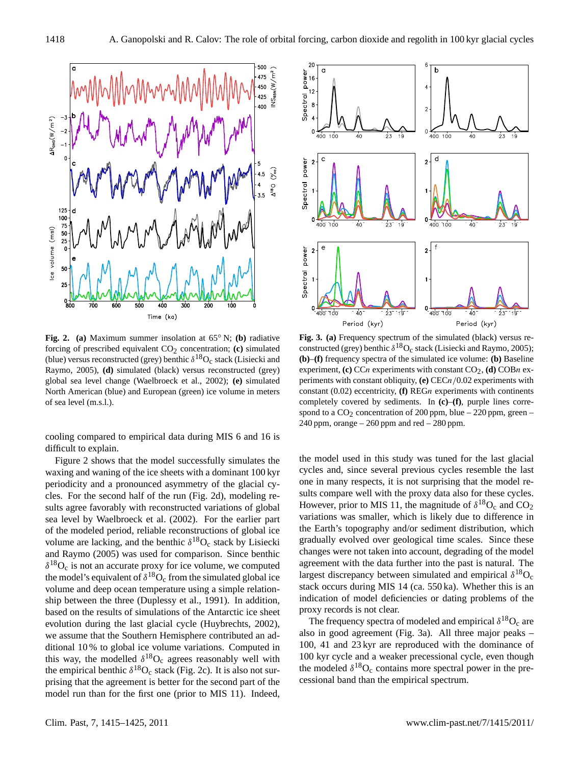**Fig. 2.** **(a)** Maximum summer insolation at 65° N; **(b)** radiative forcing of prescribed equivalent $CO_2$ concentration; **(c)** simulated (blue) versus reconstructed (grey) benthic $\delta^{18}O_c$ stack (Lisiecki and Raymo, 2005), **(d)** simulated (black) versus reconstructed (grey) global sea level change (Waelbroeck et al., 2002); **(e)** simulated North American (blue) and European (green) ice volume in meters of sea level (m.s.l.).

**Fig. 3.** **(a)** Frequency spectrum of the simulated (black) versus reconstructed (grey) benthic $\delta^{18}O_c$ stack (Lisiecki and Raymo, 2005); **(b)–(f)** frequency spectra of the simulated ice volume: **(b)** Baseline experiment, **(c)** CC*n* experiments with constant $CO_2$, **(d)** COB*n* experiments with constant obliquity, **(e)** CEC*n*/0.02 experiments with constant (0.02) eccentricity, **(f)** REG*n* experiments with continents completely covered by sediments. In **(c)–(f)**, purple lines correspond to a $CO_2$ concentration of 200 ppm, blue – 220 ppm, green – 240 ppm, orange – 260 ppm and red – 280 ppm.

cooling compared to empirical data during MIS 6 and 16 is difficult to explain.

Figure 2 shows that the model successfully simulates the waxing and waning of the ice sheets with a dominant 100 kyr periodicity and a pronounced asymmetry of the glacial cycles. For the second half of the run (Fig. 2d), modeling results agree favorably with reconstructed variations of global sea level by Waelbroeck et al. (2002). For the earlier part of the modeled period, reliable reconstructions of global ice volume are lacking, and the benthic $\delta^{18}O_c$ stack by Lisiecki and Raymo (2005) was used for comparison. Since benthic $\delta^{18}O_c$ is not an accurate proxy for ice volume, we computed the model's equivalent of $\delta^{18}O_c$ from the simulated global ice volume and deep ocean temperature using a simple relationship between the three (Duplessy et al., 1991). In addition, based on the results of simulations of the Antarctic ice sheet evolution during the last glacial cycle (Huybrechts, 2002), we assume that the Southern Hemisphere contributed an additional 10 % to global ice volume variations. Computed in this way, the modelled $\delta^{18}O_c$ agrees reasonably well with the empirical benthic $\delta^{18}O_c$ stack (Fig. 2c). It is also not surprising that the agreement is better for the second part of the model run than for the first one (prior to MIS 11). Indeed, the model used in this study was tuned for the last glacial cycles and, since several previous cycles resemble the last one in many respects, it is not surprising that the model results compare well with the proxy data also for these cycles. However, prior to MIS 11, the magnitude of $\delta^{18}O_c$ and $CO_2$ variations was smaller, which is likely due to difference in the Earth's topography and/or sediment distribution, which gradually evolved over geological time scales. Since these changes were not taken into account, degrading of the model agreement with the data further into the past is natural. The largest discrepancy between simulated and empirical $\delta^{18}O_c$ stack occurs during MIS 14 (ca. 550 ka). Whether this is an indication of model deficiencies or dating problems of the proxy records is not clear.

The frequency spectra of modeled and empirical $\delta^{18}O_c$ are also in good agreement (Fig. 3a). All three major peaks – 100, 41 and 23 kyr are reproduced with the dominance of 100 kyr cycle and a weaker precessional cycle, even though the modeled $\delta^{18}O_c$ contains more spectral power in the precessional band than the empirical spectrum.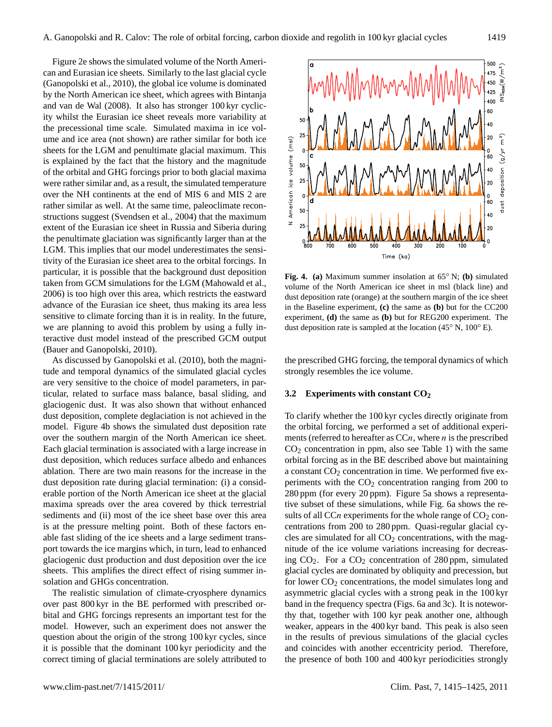Figure 2e shows the simulated volume of the North American and Eurasian ice sheets. Similarly to the last glacial cycle (Ganopolski et al., 2010), the global ice volume is dominated by the North American ice sheet, which agrees with Bintanja and van de Wal (2008). It also has stronger 100 kyr cyclicity whilst the Eurasian ice sheet reveals more variability at the precessional time scale. Simulated maxima in ice volume and ice area (not shown) are rather similar for both ice sheets for the LGM and penultimate glacial maximum. This is explained by the fact that the history and the magnitude of the orbital and GHG forcings prior to both glacial maxima were rather similar and, as a result, the simulated temperature over the NH continents at the end of MIS 6 and MIS 2 are rather similar as well. At the same time, paleoclimate reconstructions suggest (Svendsen et al., 2004) that the maximum extent of the Eurasian ice sheet in Russia and Siberia during the penultimate glaciation was significantly larger than at the LGM. This implies that our model underestimates the sensitivity of the Eurasian ice sheet area to the orbital forcings. In particular, it is possible that the background dust deposition taken from GCM simulations for the LGM (Mahowald et al., 2006) is too high over this area, which restricts the eastward advance of the Eurasian ice sheet, thus making its area less sensitive to climate forcing than it is in reality. In the future, we are planning to avoid this problem by using a fully interactive dust model instead of the prescribed GCM output (Bauer and Ganopolski, 2010).

As discussed by Ganopolski et al. (2010), both the magnitude and temporal dynamics of the simulated glacial cycles are very sensitive to the choice of model parameters, in particular, related to surface mass balance, basal sliding, and glaciogenic dust. It was also shown that without enhanced dust deposition, complete deglaciation is not achieved in the model. Figure 4b shows the simulated dust deposition rate over the southern margin of the North American ice sheet. Each glacial termination is associated with a large increase in dust deposition, which reduces surface albedo and enhances ablation. There are two main reasons for the increase in the dust deposition rate during glacial termination: (i) a considerable portion of the North American ice sheet at the glacial maxima spreads over the area covered by thick terrestrial sediments and (ii) most of the ice sheet base over this area is at the pressure melting point. Both of these factors enable fast sliding of the ice sheets and a large sediment transport towards the ice margins which, in turn, lead to enhanced glaciogenic dust production and dust deposition over the ice sheets. This amplifies the direct effect of rising summer insolation and GHGs concentration.

The realistic simulation of climate-cryosphere dynamics over past 800 kyr in the BE performed with prescribed orbital and GHG forcings represents an important test for the model. However, such an experiment does not answer the question about the origin of the strong 100 kyr cycles, since it is possible that the dominant 100 kyr periodicity and the correct timing of glacial terminations are solely attributed to the prescribed GHG forcing, the temporal dynamics of which strongly resembles the ice volume.

**Fig. 4.** **(a)** Maximum summer insolation at 65° N; **(b)** simulated volume of the North American ice sheet in msl (black line) and dust deposition rate (orange) at the southern margin of the ice sheet in the Baseline experiment, **(c)** the same as **(b)** but for the CC200 experiment, **(d)** the same as **(b)** but for REG200 experiment. The dust deposition rate is sampled at the location (45° N, 100° E).

### 3.2 Experiments with constant $CO_2$

To clarify whether the 100 kyr cycles directly originate from the orbital forcing, we performed a set of additional experiments (referred to hereafter as CC*n*, where *n* is the prescribed $CO_2$ concentration in ppm, also see Table 1) with the same orbital forcing as in the BE described above but maintaining a constant $CO_2$ concentration in time. We performed five experiments with the $CO_2$ concentration ranging from 200 to 280 ppm (for every 20 ppm). Figure 5a shows a representative subset of these simulations, while Fig. 6a shows the results of all CC*n* experiments for the whole range of $CO_2$ concentrations from 200 to 280 ppm. Quasi-regular glacial cycles are simulated for all $CO_2$ concentrations, with the magnitude of the ice volume variations increasing for decreasing $CO_2$. For a $CO_2$ concentration of 280 ppm, simulated glacial cycles are dominated by obliquity and precession, but for lower $CO_2$ concentrations, the model simulates long and asymmetric glacial cycles with a strong peak in the 100 kyr band in the frequency spectra (Figs. 6a and 3c). It is noteworthy that, together with 100 kyr peak another one, although weaker, appears in the 400 kyr band. This peak is also seen in the results of previous simulations of the glacial cycles and coincides with another eccentricity period. Therefore, the presence of both 100 and 400 kyr periodicities strongly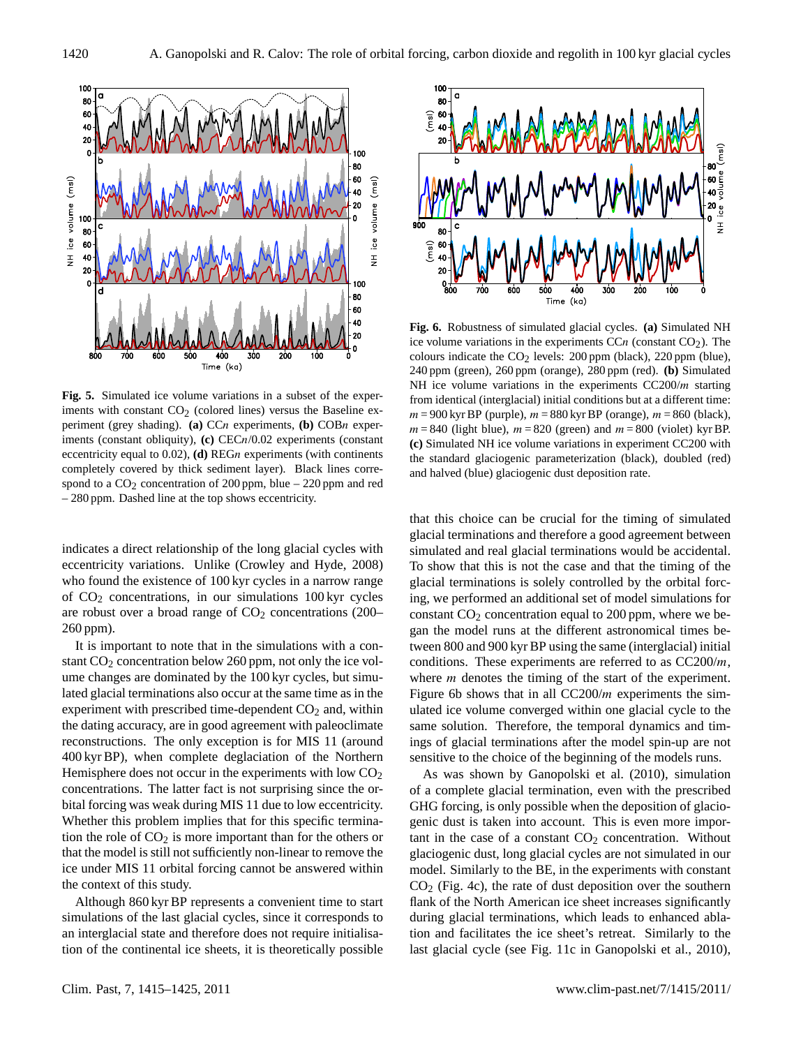**Fig. 5.** Simulated ice volume variations in a subset of the experiments with constant $CO_2$ (colored lines) versus the Baseline experiment (grey shading). **(a)** CC*n* experiments, **(b)** COB*n* experiments (constant obliquity), **(c)** CEC*n*/0.02 experiments (constant eccentricity equal to 0.02), **(d)** REG*n* experiments (with continents completely covered by thick sediment layer). Black lines correspond to a $CO_2$ concentration of 200 ppm, blue – 220 ppm and red – 280 ppm. Dashed line at the top shows eccentricity.

**Fig. 6.** Robustness of simulated glacial cycles. **(a)** Simulated NH ice volume variations in the experiments CC*n* (constant $CO_2$). The colours indicate the $CO_2$ levels: 200 ppm (black), 220 ppm (blue), 240 ppm (green), 260 ppm (orange), 280 ppm (red). **(b)** Simulated NH ice volume variations in the experiments CC200/*m* starting from identical (interglacial) initial conditions but at a different time: $m = 900$ kyr BP (purple), $m = 880$ kyr BP (orange), $m = 860$ (black), $m = 840$ (light blue), $m = 820$ (green) and $m = 800$ (violet) kyr BP. **(c)** Simulated NH ice volume variations in experiment CC200 with the standard glaciogenic parameterization (black), doubled (red) and halved (blue) glaciogenic dust deposition rate.

indicates a direct relationship of the long glacial cycles with eccentricity variations. Unlike (Crowley and Hyde, 2008) who found the existence of 100 kyr cycles in a narrow range of $CO_2$ concentrations, in our simulations 100 kyr cycles are robust over a broad range of $CO_2$ concentrations (200–260 ppm).

It is important to note that in the simulations with a constant $CO_2$ concentration below 260 ppm, not only the ice volume changes are dominated by the 100 kyr cycles, but simulated glacial terminations also occur at the same time as in the experiment with prescribed time-dependent $CO_2$ and, within the dating accuracy, are in good agreement with paleoclimate reconstructions. The only exception is for MIS 11 (around 400 kyr BP), when complete deglaciation of the Northern Hemisphere does not occur in the experiments with low $CO_2$ concentrations. The latter fact is not surprising since the orbital forcing was weak during MIS 11 due to low eccentricity. Whether this problem implies that for this specific termination the role of $CO_2$ is more important than for the others or that the model is still not sufficiently non-linear to remove the ice under MIS 11 orbital forcing cannot be answered within the context of this study.

Although 860 kyr BP represents a convenient time to start simulations of the last glacial cycles, since it corresponds to an interglacial state and therefore does not require initialisation of the continental ice sheets, it is theoretically possible that this choice can be crucial for the timing of simulated glacial terminations and therefore a good agreement between simulated and real glacial terminations would be accidental. To show that this is not the case and that the timing of the glacial terminations is solely controlled by the orbital forcing, we performed an additional set of model simulations for constant $CO_2$ concentration equal to 200 ppm, where we began the model runs at the different astronomical times between 800 and 900 kyr BP using the same (interglacial) initial conditions. These experiments are referred to as CC200/*m*, where *m* denotes the timing of the start of the experiment. Figure 6b shows that in all CC200/*m* experiments the simulated ice volume converged within one glacial cycle to the same solution. Therefore, the temporal dynamics and timings of glacial terminations after the model spin-up are not sensitive to the choice of the beginning of the models runs.

As was shown by Ganopolski et al. (2010), simulation of a complete glacial termination, even with the prescribed GHG forcing, is only possible when the deposition of glaciogenic dust is taken into account. This is even more important in the case of a constant $CO_2$ concentration. Without glaciogenic dust, long glacial cycles are not simulated in our model. Similarly to the BE, in the experiments with constant $CO_2$ (Fig. 4c), the rate of dust deposition over the southern flank of the North American ice sheet increases significantly during glacial terminations, which leads to enhanced ablation and facilitates the ice sheet's retreat. Similarly to the last glacial cycle (see Fig. 11c in Ganopolski et al., 2010),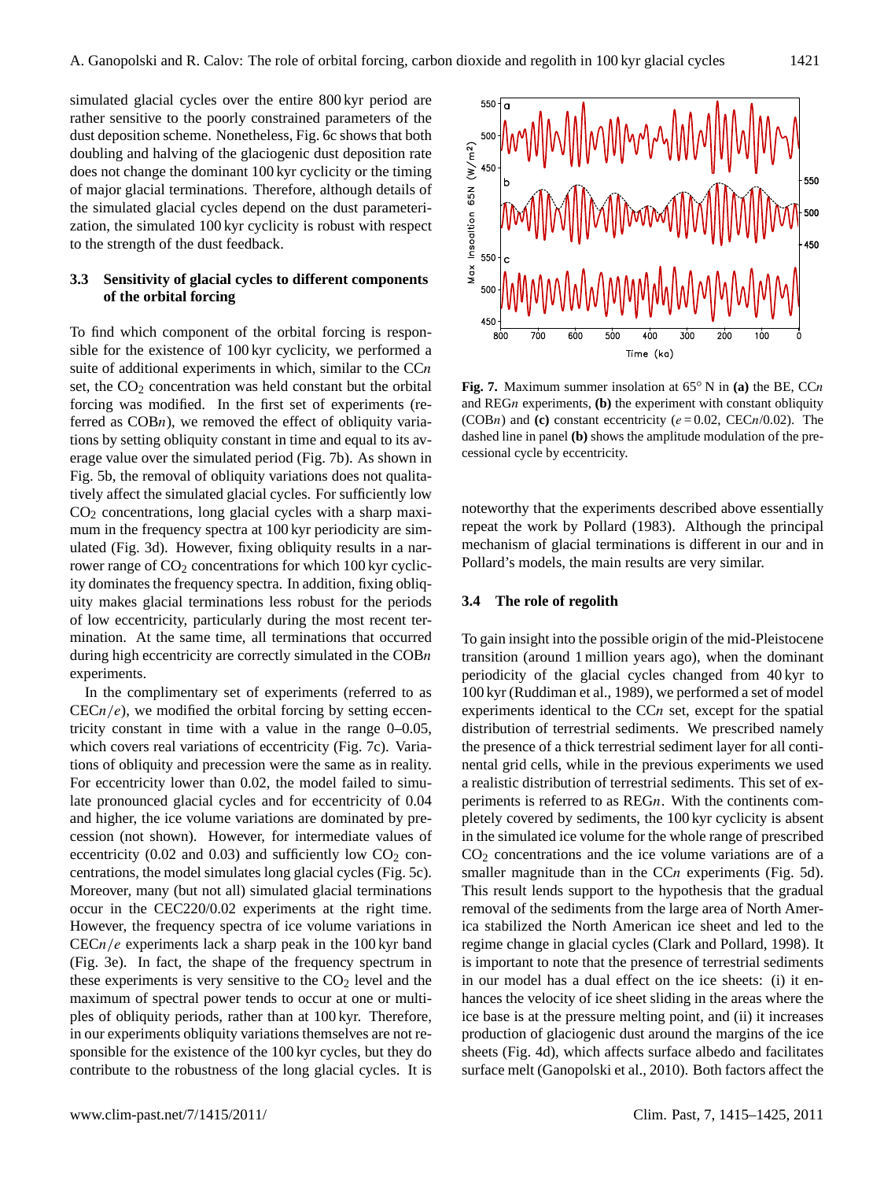simulated glacial cycles over the entire 800 kyr period are rather sensitive to the poorly constrained parameters of the dust deposition scheme. Nonetheless, Fig. 6c shows that both doubling and halving of the glaciogenic dust deposition rate does not change the dominant 100 kyr cyclicity or the timing of major glacial terminations. Therefore, although details of the simulated glacial cycles depend on the dust parameterization, the simulated 100 kyr cyclicity is robust with respect to the strength of the dust feedback.

### 3.3 Sensitivity of glacial cycles to different components of the orbital forcing

To find which component of the orbital forcing is responsible for the existence of 100 kyr cyclicity, we performed a suite of additional experiments in which, similar to the CC*n* set, the $CO_2$ concentration was held constant but the orbital forcing was modified. In the first set of experiments (referred as COB*n*), we removed the effect of obliquity variations by setting obliquity constant in time and equal to its average value over the simulated period (Fig. 7b). As shown in Fig. 5b, the removal of obliquity variations does not qualitatively affect the simulated glacial cycles. For sufficiently low $CO_2$ concentrations, long glacial cycles with a sharp maximum in the frequency spectra at 100 kyr periodicity are simulated (Fig. 3d). However, fixing obliquity results in a narrower range of $CO_2$ concentrations for which 100 kyr cyclicity dominates the frequency spectra. In addition, fixing obliquity makes glacial terminations less robust for the periods of low eccentricity, particularly during the most recent termination. At the same time, all terminations that occurred during high eccentricity are correctly simulated in the COB*n* experiments.

In the complimentary set of experiments (referred to as CEC$n/e$), we modified the orbital forcing by setting eccentricity constant in time with a value in the range 0–0.05, which covers real variations of eccentricity (Fig. 7c). Variations of obliquity and precession were the same as in reality. For eccentricity lower than 0.02, the model failed to simulate pronounced glacial cycles and for eccentricity of 0.04 and higher, the ice volume variations are dominated by precession (not shown). However, for intermediate values of eccentricity (0.02 and 0.03) and sufficiently low $CO_2$ concentrations, the model simulates long glacial cycles (Fig. 5c). Moreover, many (but not all) simulated glacial terminations occur in the CEC220/0.02 experiments at the right time. However, the frequency spectra of ice volume variations in CEC$n/e$ experiments lack a sharp peak in the 100 kyr band (Fig. 3e). In fact, the shape of the frequency spectrum in these experiments is very sensitive to the $CO_2$ level and the maximum of spectral power tends to occur at one or multiples of obliquity periods, rather than at 100 kyr. Therefore, in our experiments obliquity variations themselves are not responsible for the existence of the 100 kyr cycles, but they do contribute to the robustness of the long glacial cycles. It is noteworthy that the experiments described above essentially repeat the work by Pollard (1983). Although the principal mechanism of glacial terminations is different in our and in Pollard's models, the main results are very similar.

**Fig. 7.** Maximum summer insolation at 65° N in **(a)** the BE, CC*n* and REG*n* experiments, **(b)** the experiment with constant obliquity (COB*n*) and **(c)** constant eccentricity ($e = 0.02$, CEC*n*/0.02). The dashed line in panel **(b)** shows the amplitude modulation of the precessional cycle by eccentricity.

### 3.4 The role of regolith

To gain insight into the possible origin of the mid-Pleistocene transition (around 1 million years ago), when the dominant periodicity of the glacial cycles changed from 40 kyr to 100 kyr (Ruddiman et al., 1989), we performed a set of model experiments identical to the CC*n* set, except for the spatial distribution of terrestrial sediments. We prescribed namely the presence of a thick terrestrial sediment layer for all continental grid cells, while in the previous experiments we used a realistic distribution of terrestrial sediments. This set of experiments is referred to as REG*n*. With the continents completely covered by sediments, the 100 kyr cyclicity is absent in the simulated ice volume for the whole range of prescribed $CO_2$ concentrations and the ice volume variations are of a smaller magnitude than in the CC*n* experiments (Fig. 5d). This result lends support to the hypothesis that the gradual removal of the sediments from the large area of North America stabilized the North American ice sheet and led to the regime change in glacial cycles (Clark and Pollard, 1998). It is important to note that the presence of terrestrial sediments in our model has a dual effect on the ice sheets: (i) it enhances the velocity of ice sheet sliding in the areas where the ice base is at the pressure melting point, and (ii) it increases production of glaciogenic dust around the margins of the ice sheets (Fig. 4d), which affects surface albedo and facilitates surface melt (Ganopolski et al., 2010). Both factors affect the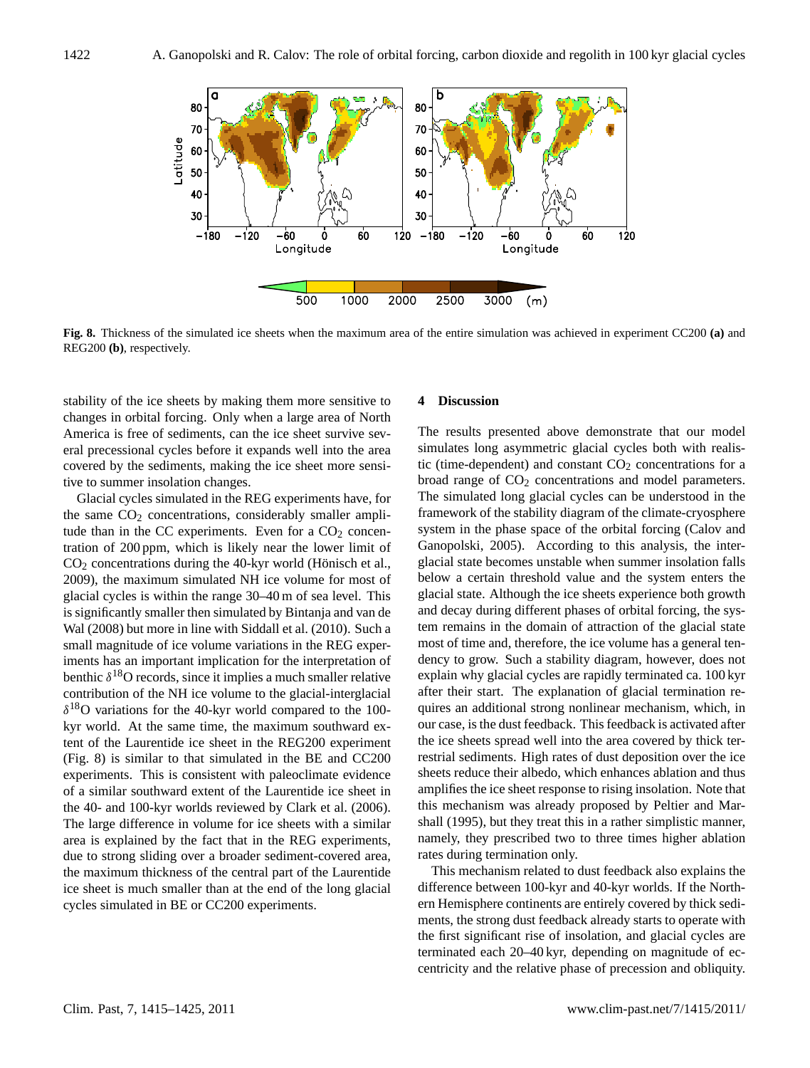**Fig. 8.** Thickness of the simulated ice sheets when the maximum area of the entire simulation was achieved in experiment CC200 **(a)** and REG200 **(b)**, respectively.

stability of the ice sheets by making them more sensitive to changes in orbital forcing. Only when a large area of North America is free of sediments, can the ice sheet survive several precessional cycles before it expands well into the area covered by the sediments, making the ice sheet more sensitive to summer insolation changes.

Glacial cycles simulated in the REG experiments have, for the same $CO_2$ concentrations, considerably smaller amplitude than in the CC experiments. Even for a $CO_2$ concentration of 200 ppm, which is likely near the lower limit of $CO_2$ concentrations during the 40-kyr world (Hönisch et al., 2009), the maximum simulated NH ice volume for most of glacial cycles is within the range 30–40 m of sea level. This is significantly smaller then simulated by Bintanja and van de Wal (2008) but more in line with Siddall et al. (2010). Such a small magnitude of ice volume variations in the REG experiments has an important implication for the interpretation of benthic $\delta^{18}$O records, since it implies a much smaller relative contribution of the NH ice volume to the glacial-interglacial $\delta^{18}$O variations for the 40-kyr world compared to the 100-kyr world. At the same time, the maximum southward extent of the Laurentide ice sheet in the REG200 experiment (Fig. 8) is similar to that simulated in the BE and CC200 experiments. This is consistent with paleoclimate evidence of a similar southward extent of the Laurentide ice sheet in the 40- and 100-kyr worlds reviewed by Clark et al. (2006). The large difference in volume for ice sheets with a similar area is explained by the fact that in the REG experiments, due to strong sliding over a broader sediment-covered area, the maximum thickness of the central part of the Laurentide ice sheet is much smaller than at the end of the long glacial cycles simulated in BE or CC200 experiments.

## 4 Discussion

The results presented above demonstrate that our model simulates long asymmetric glacial cycles both with realistic (time-dependent) and constant $CO_2$ concentrations for a broad range of $CO_2$ concentrations and model parameters. The simulated long glacial cycles can be understood in the framework of the stability diagram of the climate-cryosphere system in the phase space of the orbital forcing (Calov and Ganopolski, 2005). According to this analysis, the interglacial state becomes unstable when summer insolation falls below a certain threshold value and the system enters the glacial state. Although the ice sheets experience both growth and decay during different phases of orbital forcing, the system remains in the domain of attraction of the glacial state most of time and, therefore, the ice volume has a general tendency to grow. Such a stability diagram, however, does not explain why glacial cycles are rapidly terminated ca. 100 kyr after their start. The explanation of glacial termination requires an additional strong nonlinear mechanism, which, in our case, is the dust feedback. This feedback is activated after the ice sheets spread well into the area covered by thick terrestrial sediments. High rates of dust deposition over the ice sheets reduce their albedo, which enhances ablation and thus amplifies the ice sheet response to rising insolation. Note that this mechanism was already proposed by Peltier and Marshall (1995), but they treat this in a rather simplistic manner, namely, they prescribed two to three times higher ablation rates during termination only.

This mechanism related to dust feedback also explains the difference between 100-kyr and 40-kyr worlds. If the Northern Hemisphere continents are entirely covered by thick sediments, the strong dust feedback already starts to operate with the first significant rise of insolation, and glacial cycles are terminated each 20–40 kyr, depending on magnitude of eccentricity and the relative phase of precession and obliquity.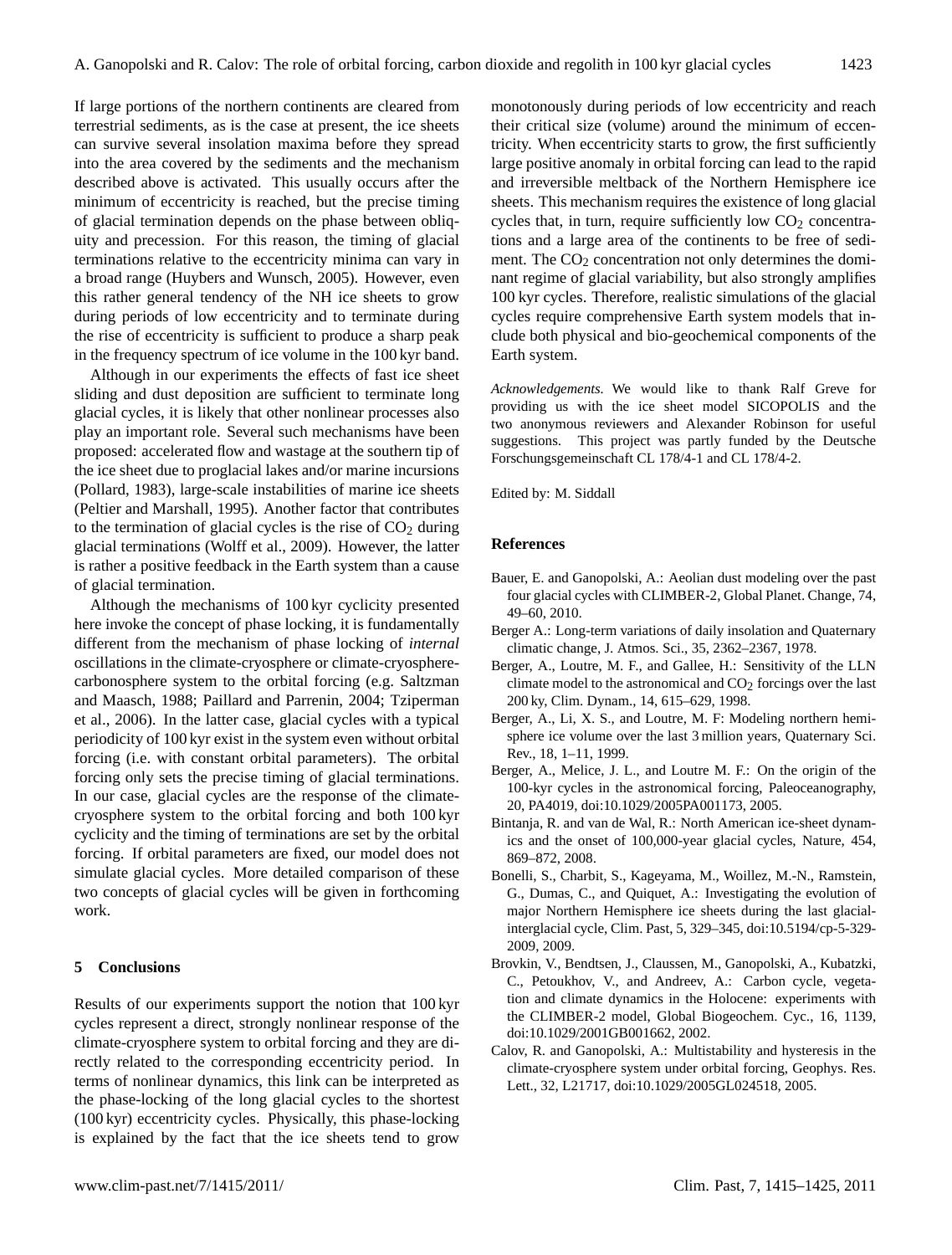If large portions of the northern continents are cleared from terrestrial sediments, as is the case at present, the ice sheets can survive several insolation maxima before they spread into the area covered by the sediments and the mechanism described above is activated. This usually occurs after the minimum of eccentricity is reached, but the precise timing of glacial termination depends on the phase between obliquity and precession. For this reason, the timing of glacial terminations relative to the eccentricity minima can vary in a broad range (Huybers and Wunsch, 2005). However, even this rather general tendency of the NH ice sheets to grow during periods of low eccentricity and to terminate during the rise of eccentricity is sufficient to produce a sharp peak in the frequency spectrum of ice volume in the 100 kyr band.

Although in our experiments the effects of fast ice sheet sliding and dust deposition are sufficient to terminate long glacial cycles, it is likely that other nonlinear processes also play an important role. Several such mechanisms have been proposed: accelerated flow and wastage at the southern tip of the ice sheet due to proglacial lakes and/or marine incursions (Pollard, 1983), large-scale instabilities of marine ice sheets (Peltier and Marshall, 1995). Another factor that contributes to the termination of glacial cycles is the rise of $CO_2$ during glacial terminations (Wolff et al., 2009). However, the latter is rather a positive feedback in the Earth system than a cause of glacial termination.

Although the mechanisms of 100 kyr cyclicity presented here invoke the concept of phase locking, it is fundamentally different from the mechanism of phase locking of *internal* oscillations in the climate-cryosphere or climate-cryosphere-carbonosphere system to the orbital forcing (e.g. Saltzman and Maasch, 1988; Paillard and Parrenin, 2004; Tziperman et al., 2006). In the latter case, glacial cycles with a typical periodicity of 100 kyr exist in the system even without orbital forcing (i.e. with constant orbital parameters). The orbital forcing only sets the precise timing of glacial terminations. In our case, glacial cycles are the response of the climate-cryosphere system to the orbital forcing and both 100 kyr cyclicity and the timing of terminations are set by the orbital forcing. If orbital parameters are fixed, our model does not simulate glacial cycles. More detailed comparison of these two concepts of glacial cycles will be given in forthcoming work.

## 5 Conclusions

Results of our experiments support the notion that 100 kyr cycles represent a direct, strongly nonlinear response of the climate-cryosphere system to orbital forcing and they are directly related to the corresponding eccentricity period. In terms of nonlinear dynamics, this link can be interpreted as the phase-locking of the long glacial cycles to the shortest (100 kyr) eccentricity cycles. Physically, this phase-locking is explained by the fact that the ice sheets tend to grow monotonously during periods of low eccentricity and reach their critical size (volume) around the minimum of eccentricity. When eccentricity starts to grow, the first sufficiently large positive anomaly in orbital forcing can lead to the rapid and irreversible meltback of the Northern Hemisphere ice sheets. This mechanism requires the existence of long glacial cycles that, in turn, require sufficiently low $CO_2$ concentrations and a large area of the continents to be free of sediment. The $CO_2$ concentration not only determines the dominant regime of glacial variability, but also strongly amplifies 100 kyr cycles. Therefore, realistic simulations of the glacial cycles require comprehensive Earth system models that include both physical and bio-geochemical components of the Earth system.

*Acknowledgements.* We would like to thank Ralf Greve for providing us with the ice sheet model SICOPOLIS and the two anonymous reviewers and Alexander Robinson for useful suggestions. This project was partly funded by the Deutsche Forschungsgemeinschaft CL 178/4-1 and CL 178/4-2.

Edited by: M. Siddall

## References

Bauer, E. and Ganopolski, A.: Aeolian dust modeling over the past four glacial cycles with CLIMBER-2, Global Planet. Change, 74, 49–60, 2010.

Berger A.: Long-term variations of daily insolation and Quaternary climatic change, J. Atmos. Sci., 35, 2362–2367, 1978.

Berger, A., Loutre, M. F., and Gallee, H.: Sensitivity of the LLN climate model to the astronomical and $CO_2$ forcings over the last 200 ky, Clim. Dynam., 14, 615–629, 1998.

Berger, A., Li, X. S., and Loutre, M. F: Modeling northern hemisphere ice volume over the last 3 million years, Quaternary Sci. Rev., 18, 1–11, 1999.

Berger, A., Melice, J. L., and Loutre M. F.: On the origin of the 100-kyr cycles in the astronomical forcing, Paleoceanography, 20, PA4019, doi:10.1029/2005PA001173, 2005.

Bintanja, R. and van de Wal, R.: North American ice-sheet dynamics and the onset of 100,000-year glacial cycles, Nature, 454, 869–872, 2008.

Bonelli, S., Charbit, S., Kageyama, M., Woillez, M.-N., Ramstein, G., Dumas, C., and Quiquet, A.: Investigating the evolution of major Northern Hemisphere ice sheets during the last glacial-interglacial cycle, Clim. Past, 5, 329–345, doi:10.5194/cp-5-329-2009, 2009.

Brovkin, V., Bendtsen, J., Claussen, M., Ganopolski, A., Kubatzki, C., Petoukhov, V., and Andreev, A.: Carbon cycle, vegetation and climate dynamics in the Holocene: experiments with the CLIMBER-2 model, Global Biogeochem. Cyc., 16, 1139, doi:10.1029/2001GB001662, 2002.

Calov, R. and Ganopolski, A.: Multistability and hysteresis in the climate-cryosphere system under orbital forcing, Geophys. Res. Lett., 32, L21717, doi:10.1029/2005GL024518, 2005.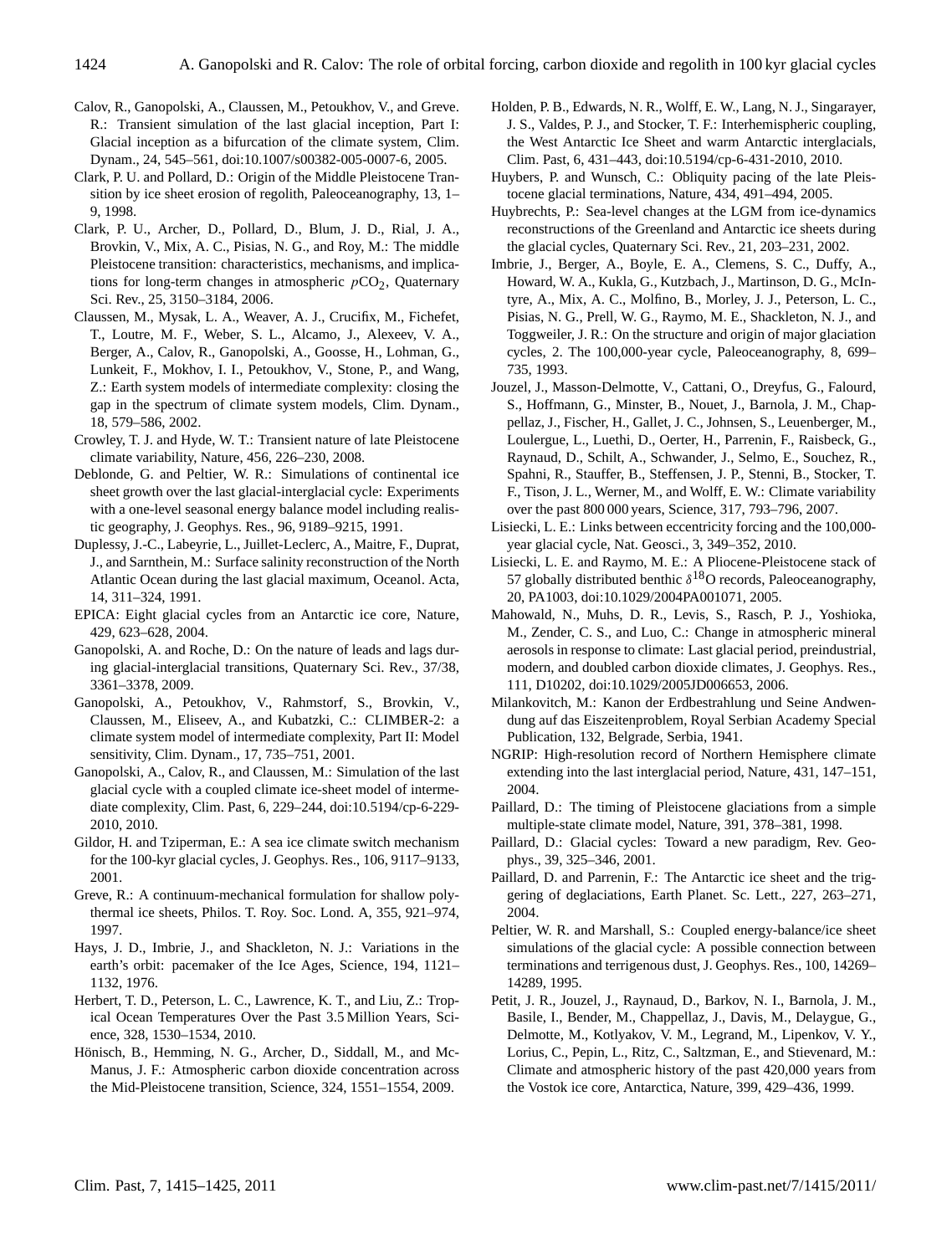Calov, R., Ganopolski, A., Claussen, M., Petoukhov, V., and Greve. R.: Transient simulation of the last glacial inception, Part I: Glacial inception as a bifurcation of the climate system, Clim. Dynam., 24, 545–561, doi:10.1007/s00382-005-0007-6, 2005.

Clark, P. U. and Pollard, D.: Origin of the Middle Pleistocene Transition by ice sheet erosion of regolith, Paleoceanography, 13, 1–9, 1998.

Clark, P. U., Archer, D., Pollard, D., Blum, J. D., Rial, J. A., Brovkin, V., Mix, A. C., Pisias, N. G., and Roy, M.: The middle Pleistocene transition: characteristics, mechanisms, and implications for long-term changes in atmospheric $p\mathrm{CO}_2$, Quaternary Sci. Rev., 25, 3150–3184, 2006.

Claussen, M., Mysak, L. A., Weaver, A. J., Crucifix, M., Fichefet, T., Loutre, M. F., Weber, S. L., Alcamo, J., Alexeev, V. A., Berger, A., Calov, R., Ganopolski, A., Goosse, H., Lohman, G., Lunkeit, F., Mokhov, I. I., Petoukhov, V., Stone, P., and Wang, Z.: Earth system models of intermediate complexity: closing the gap in the spectrum of climate system models, Clim. Dynam., 18, 579–586, 2002.

Crowley, T. J. and Hyde, W. T.: Transient nature of late Pleistocene climate variability, Nature, 456, 226–230, 2008.

Deblonde, G. and Peltier, W. R.: Simulations of continental ice sheet growth over the last glacial-interglacial cycle: Experiments with a one-level seasonal energy balance model including realistic geography, J. Geophys. Res., 96, 9189–9215, 1991.

Duplessy, J.-C., Labeyrie, L., Juillet-Leclerc, A., Maitre, F., Duprat, J., and Sarnthein, M.: Surface salinity reconstruction of the North Atlantic Ocean during the last glacial maximum, Oceanol. Acta, 14, 311–324, 1991.

EPICA: Eight glacial cycles from an Antarctic ice core, Nature, 429, 623–628, 2004.

Ganopolski, A. and Roche, D.: On the nature of leads and lags during glacial-interglacial transitions, Quaternary Sci. Rev., 37/38, 3361–3378, 2009.

Ganopolski, A., Petoukhov, V., Rahmstorf, S., Brovkin, V., Claussen, M., Eliseev, A., and Kubatzki, C.: CLIMBER-2: a climate system model of intermediate complexity, Part II: Model sensitivity, Clim. Dynam., 17, 735–751, 2001.

Ganopolski, A., Calov, R., and Claussen, M.: Simulation of the last glacial cycle with a coupled climate ice-sheet model of intermediate complexity, Clim. Past, 6, 229–244, doi:10.5194/cp-6-229-2010, 2010.

Gildor, H. and Tziperman, E.: A sea ice climate switch mechanism for the 100-kyr glacial cycles, J. Geophys. Res., 106, 9117–9133, 2001.

Greve, R.: A continuum-mechanical formulation for shallow polythermal ice sheets, Philos. T. Roy. Soc. Lond. A, 355, 921–974, 1997.

Hays, J. D., Imbrie, J., and Shackleton, N. J.: Variations in the earth's orbit: pacemaker of the Ice Ages, Science, 194, 1121–1132, 1976.

Herbert, T. D., Peterson, L. C., Lawrence, K. T., and Liu, Z.: Tropical Ocean Temperatures Over the Past 3.5 Million Years, Science, 328, 1530–1534, 2010.

Hönisch, B., Hemming, N. G., Archer, D., Siddall, M., and McManus, J. F.: Atmospheric carbon dioxide concentration across the Mid-Pleistocene transition, Science, 324, 1551–1554, 2009.

Holden, P. B., Edwards, N. R., Wolff, E. W., Lang, N. J., Singarayer, J. S., Valdes, P. J., and Stocker, T. F.: Interhemispheric coupling, the West Antarctic Ice Sheet and warm Antarctic interglacials, Clim. Past, 6, 431–443, doi:10.5194/cp-6-431-2010, 2010.

Huybers, P. and Wunsch, C.: Obliquity pacing of the late Pleistocene glacial terminations, Nature, 434, 491–494, 2005.

Huybrechts, P.: Sea-level changes at the LGM from ice-dynamics reconstructions of the Greenland and Antarctic ice sheets during the glacial cycles, Quaternary Sci. Rev., 21, 203–231, 2002.

Imbrie, J., Berger, A., Boyle, E. A., Clemens, S. C., Duffy, A., Howard, W. A., Kukla, G., Kutzbach, J., Martinson, D. G., McIntyre, A., Mix, A. C., Molfino, B., Morley, J. J., Peterson, L. C., Pisias, N. G., Prell, W. G., Raymo, M. E., Shackleton, N. J., and Toggweiler, J. R.: On the structure and origin of major glaciation cycles, 2. The 100,000-year cycle, Paleoceanography, 8, 699–735, 1993.

Jouzel, J., Masson-Delmotte, V., Cattani, O., Dreyfus, G., Falourd, S., Hoffmann, G., Minster, B., Nouet, J., Barnola, J. M., Chappellaz, J., Fischer, H., Gallet, J. C., Johnsen, S., Leuenberger, M., Loulergue, L., Luethi, D., Oerter, H., Parrenin, F., Raisbeck, G., Raynaud, D., Schilt, A., Schwander, J., Selmo, E., Souchez, R., Spahni, R., Stauffer, B., Steffensen, J. P., Stenni, B., Stocker, T. F., Tison, J. L., Werner, M., and Wolff, E. W.: Climate variability over the past 800 000 years, Science, 317, 793–796, 2007.

Lisiecki, L. E.: Links between eccentricity forcing and the 100,000-year glacial cycle, Nat. Geosci., 3, 349–352, 2010.

Lisiecki, L. E. and Raymo, M. E.: A Pliocene-Pleistocene stack of 57 globally distributed benthic $\delta^{18}$O records, Paleoceanography, 20, PA1003, doi:10.1029/2004PA001071, 2005.

Mahowald, N., Muhs, D. R., Levis, S., Rasch, P. J., Yoshioka, M., Zender, C. S., and Luo, C.: Change in atmospheric mineral aerosols in response to climate: Last glacial period, preindustrial, modern, and doubled carbon dioxide climates, J. Geophys. Res., 111, D10202, doi:10.1029/2005JD006653, 2006.

Milankovitch, M.: Kanon der Erdbestrahlung und Seine Anwendung auf das Eiszeitenproblem, Royal Serbian Academy Special Publication, 132, Belgrade, Serbia, 1941.

NGRIP: High-resolution record of Northern Hemisphere climate extending into the last interglacial period, Nature, 431, 147–151, 2004.

Paillard, D.: The timing of Pleistocene glaciations from a simple multiple-state climate model, Nature, 391, 378–381, 1998.

Paillard, D.: Glacial cycles: Toward a new paradigm, Rev. Geophys., 39, 325–346, 2001.

Paillard, D. and Parrenin, F.: The Antarctic ice sheet and the triggering of deglaciations, Earth Planet. Sc. Lett., 227, 263–271, 2004.

Peltier, W. R. and Marshall, S.: Coupled energy-balance/ice sheet simulations of the glacial cycle: A possible connection between terminations and terrigenous dust, J. Geophys. Res., 100, 14269–14289, 1995.

Petit, J. R., Jouzel, J., Raynaud, D., Barkov, N. I., Barnola, J. M., Basile, I., Bender, M., Chappellaz, J., Davis, M., Delaygue, G., Delmotte, M., Kotlyakov, V. M., Legrand, M., Lipenkov, V. Y., Lorius, C., Pepin, L., Ritz, C., Saltzman, E., and Stievenard, M.: Climate and atmospheric history of the past 420,000 years from the Vostok ice core, Antarctica, Nature, 399, 429–436, 1999.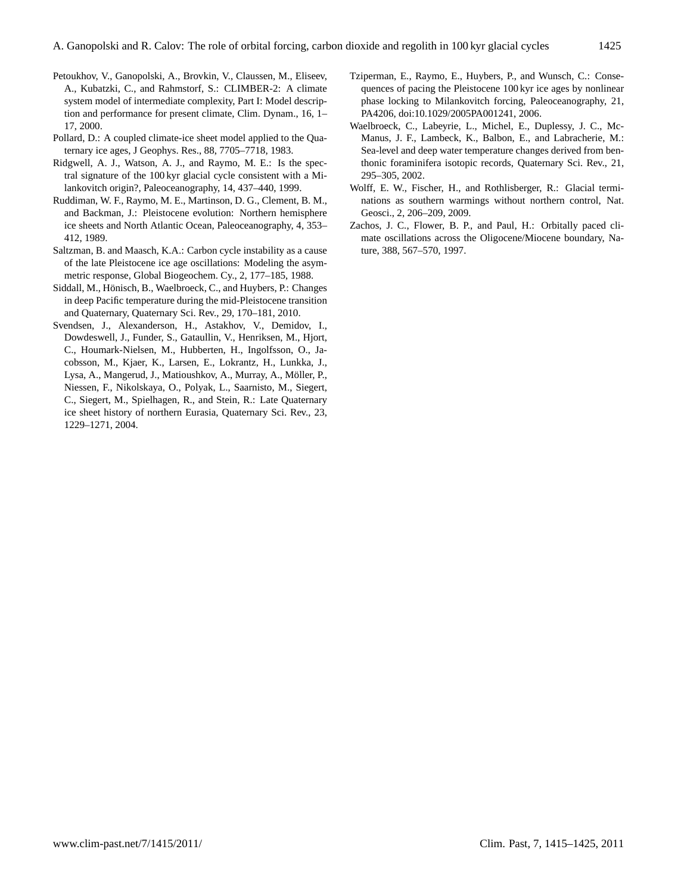Petoukhov, V., Ganopolski, A., Brovkin, V., Claussen, M., Eliseev, A., Kubatzki, C., and Rahmstorf, S.: CLIMBER-2: A climate system model of intermediate complexity, Part I: Model description and performance for present climate, Clim. Dynam., 16, 1–17, 2000.

Pollard, D.: A coupled climate-ice sheet model applied to the Quaternary ice ages, J Geophys. Res., 88, 7705–7718, 1983.

Ridgwell, A. J., Watson, A. J., and Raymo, M. E.: Is the spectral signature of the 100 kyr glacial cycle consistent with a Milankovitch origin?, Paleoceanography, 14, 437–440, 1999.

Ruddiman, W. F., Raymo, M. E., Martinson, D. G., Clement, B. M., and Backman, J.: Pleistocene evolution: Northern hemisphere ice sheets and North Atlantic Ocean, Paleoceanography, 4, 353–412, 1989.

Saltzman, B. and Maasch, K.A.: Carbon cycle instability as a cause of the late Pleistocene ice age oscillations: Modeling the asymmetric response, Global Biogeochem. Cy., 2, 177–185, 1988.

Siddall, M., Hönisch, B., Waelbroeck, C., and Huybers, P.: Changes in deep Pacific temperature during the mid-Pleistocene transition and Quaternary, Quaternary Sci. Rev., 29, 170–181, 2010.

Svendsen, J., Alexanderson, H., Astakhov, V., Demidov, I., Dowdeswell, J., Funder, S., Gataullin, V., Henriksen, M., Hjort, C., Houmark-Nielsen, M., Hubberten, H., Ingolfsson, O., Jacobsson, M., Kjaer, K., Larsen, E., Lokrantz, H., Lunkka, J., Lysa, A., Mangerud, J., Matioushkov, A., Murray, A., Möller, P., Niessen, F., Nikolskaya, O., Polyak, L., Saarnisto, M., Siegert, C., Siegert, M., Spielhagen, R., and Stein, R.: Late Quaternary ice sheet history of northern Eurasia, Quaternary Sci. Rev., 23, 1229–1271, 2004.

Tziperman, E., Raymo, E., Huybers, P., and Wunsch, C.: Consequences of pacing the Pleistocene 100 kyr ice ages by nonlinear phase locking to Milankovitch forcing, Paleoceanography, 21, PA4206, doi:10.1029/2005PA001241, 2006.

Waelbroeck, C., Labeyrie, L., Michel, E., Duplessy, J. C., McManus, J. F., Lambeck, K., Balbon, E., and Labracherie, M.: Sea-level and deep water temperature changes derived from benthonic foraminifera isotopic records, Quaternary Sci. Rev., 21, 295–305, 2002.

Wolff, E. W., Fischer, H., and Rothlisberger, R.: Glacial terminations as southern warmings without northern control, Nat. Geosci., 2, 206–209, 2009.

Zachos, J. C., Flower, B. P., and Paul, H.: Orbitally paced climate oscillations across the Oligocene/Miocene boundary, Nature, 388, 567–570, 1997.